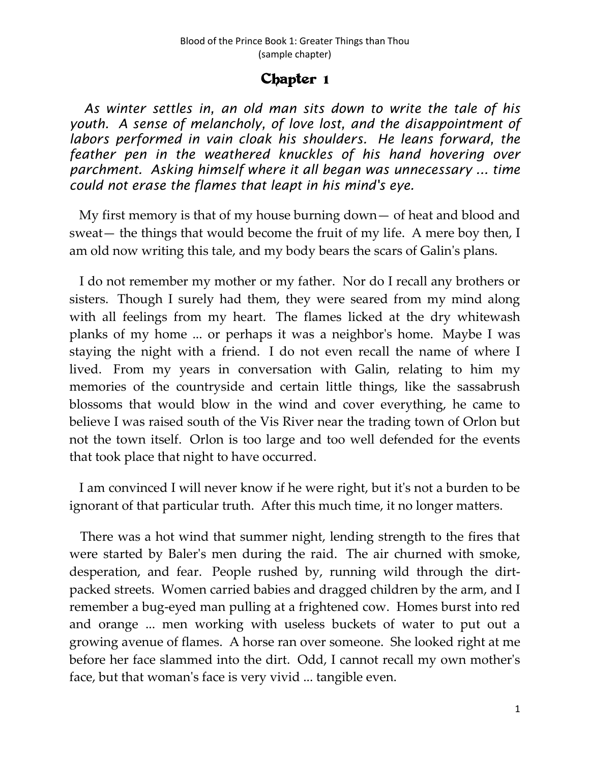# Chapter 1

*As winter settles in, an old man sits down to write the tale of his youth. A sense of melancholy, of love lost, and the disappointment of labors performed in vain cloak his shoulders. He leans forward, the feather pen in the weathered knuckles of his hand hovering over parchment. Asking himself where it all began was unnecessary ... time could not erase the flames that leapt in his mind's eye.*

My first memory is that of my house burning down— of heat and blood and sweat— the things that would become the fruit of my life. A mere boy then, I am old now writing this tale, and my body bears the scars of Galin's plans.

I do not remember my mother or my father. Nor do I recall any brothers or sisters. Though I surely had them, they were seared from my mind along with all feelings from my heart. The flames licked at the dry whitewash planks of my home ... or perhaps it was a neighbor's home. Maybe I was staying the night with a friend. I do not even recall the name of where I lived. From my years in conversation with Galin, relating to him my memories of the countryside and certain little things, like the sassabrush blossoms that would blow in the wind and cover everything, he came to believe I was raised south of the Vis River near the trading town of Orlon but not the town itself. Orlon is too large and too well defended for the events that took place that night to have occurred.

I am convinced I will never know if he were right, but it's not a burden to be ignorant of that particular truth. After this much time, it no longer matters.

There was a hot wind that summer night, lending strength to the fires that were started by Baler's men during the raid. The air churned with smoke, desperation, and fear. People rushed by, running wild through the dirt-packed streets. Women carried babies and dragged children by the arm, and I remember a bug-eyed man pulling at a frightened cow. Homes burst into red and orange ... men working with useless buckets of water to put out a growing avenue of flames. A horse ran over someone. She looked right at me before her face slammed into the dirt. Odd, I cannot recall my own mother's face, but that woman's face is very vivid ... tangible even.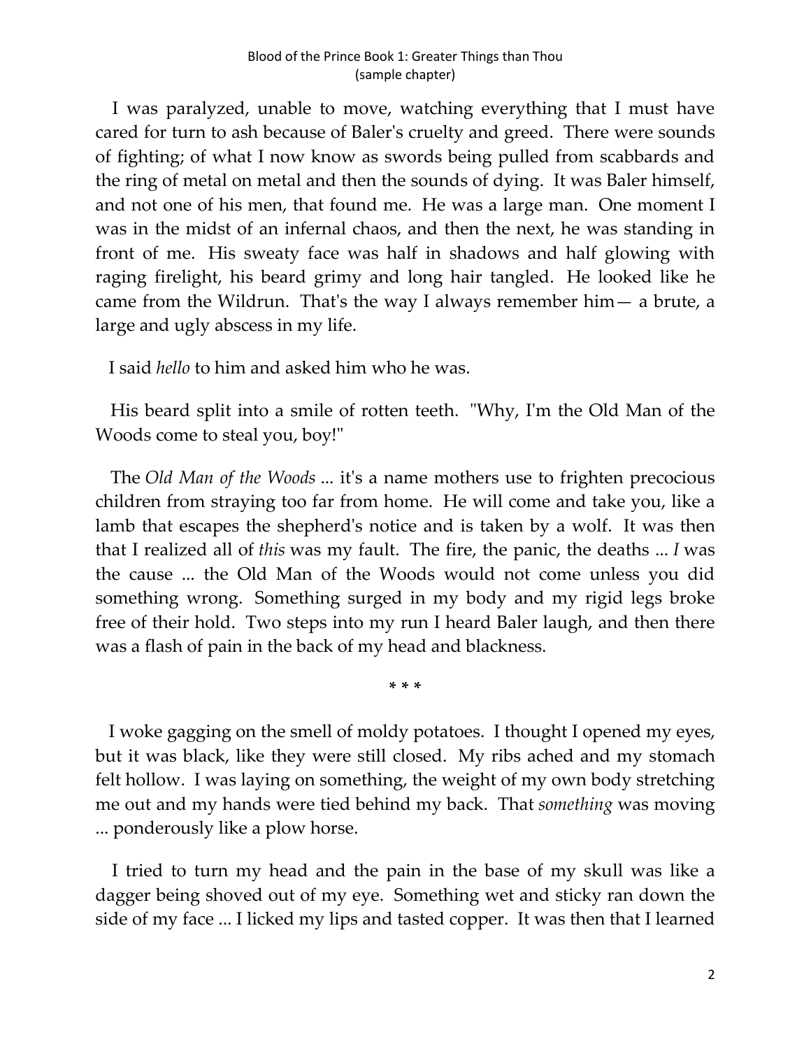I was paralyzed, unable to move, watching everything that I must have cared for turn to ash because of Baler's cruelty and greed. There were sounds of fighting; of what I now know as swords being pulled from scabbards and the ring of metal on metal and then the sounds of dying. It was Baler himself, and not one of his men, that found me. He was a large man. One moment I was in the midst of an infernal chaos, and then the next, he was standing in front of me. His sweaty face was half in shadows and half glowing with raging firelight, his beard grimy and long hair tangled. He looked like he came from the Wildrun. That's the way I always remember him— a brute, a large and ugly abscess in my life.

I said *hello* to him and asked him who he was.

His beard split into a smile of rotten teeth. "Why, I'm the Old Man of the Woods come to steal you, boy!"

The *Old Man of the Woods* ... it's a name mothers use to frighten precocious children from straying too far from home. He will come and take you, like a lamb that escapes the shepherd's notice and is taken by a wolf. It was then that I realized all of *this* was my fault. The fire, the panic, the deaths ... *I* was the cause ... the Old Man of the Woods would not come unless you did something wrong. Something surged in my body and my rigid legs broke free of their hold. Two steps into my run I heard Baler laugh, and then there was a flash of pain in the back of my head and blackness.

\* \* \*

I woke gagging on the smell of moldy potatoes. I thought I opened my eyes, but it was black, like they were still closed. My ribs ached and my stomach felt hollow. I was laying on something, the weight of my own body stretching me out and my hands were tied behind my back. That *something* was moving ... ponderously like a plow horse.

I tried to turn my head and the pain in the base of my skull was like a dagger being shoved out of my eye. Something wet and sticky ran down the side of my face ... I licked my lips and tasted copper. It was then that I learned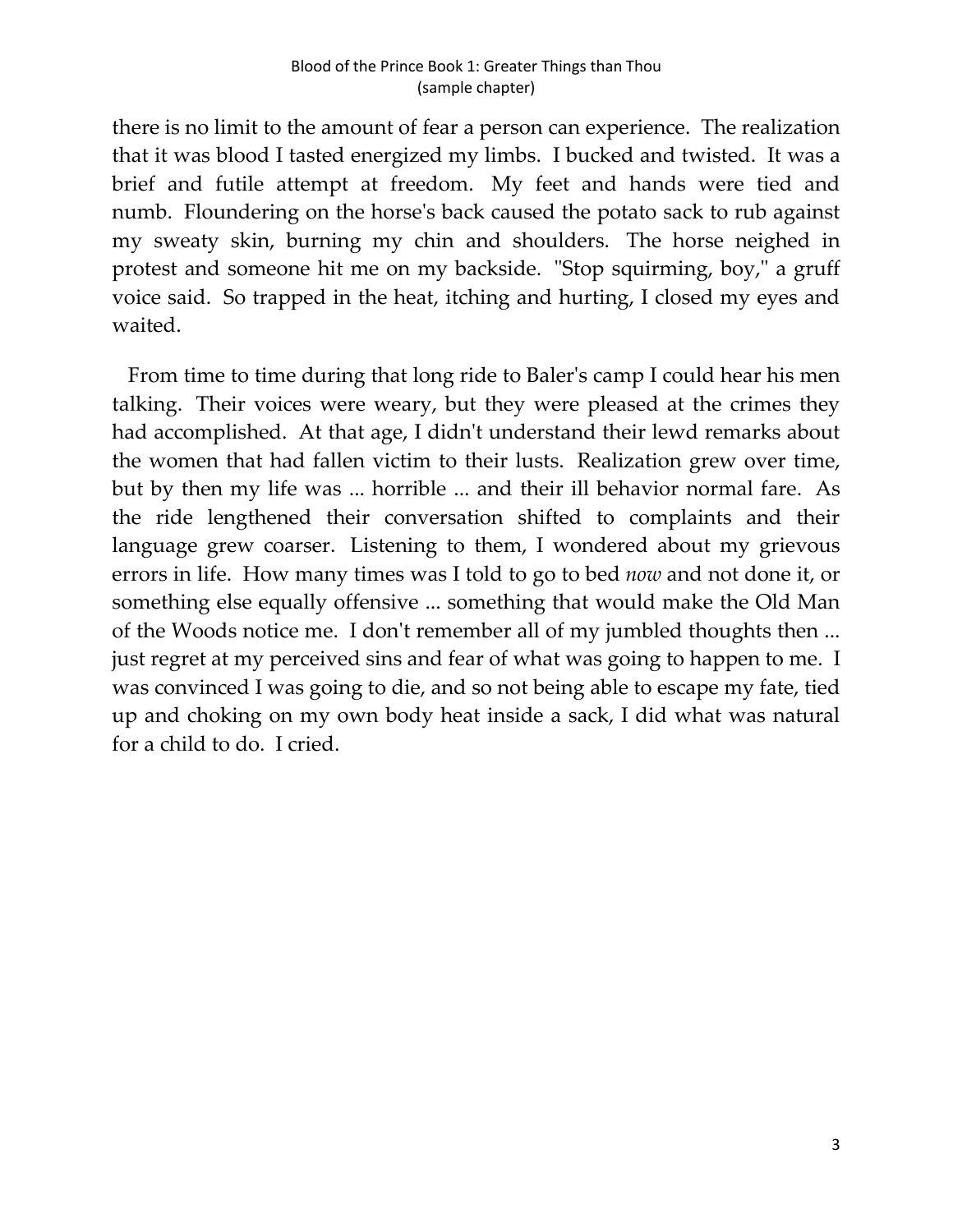there is no limit to the amount of fear a person can experience. The realization that it was blood I tasted energized my limbs. I bucked and twisted. It was a brief and futile attempt at freedom. My feet and hands were tied and numb. Floundering on the horse's back caused the potato sack to rub against my sweaty skin, burning my chin and shoulders. The horse neighed in protest and someone hit me on my backside. "Stop squirming, boy," a gruff voice said. So trapped in the heat, itching and hurting, I closed my eyes and waited.

From time to time during that long ride to Baler's camp I could hear his men talking. Their voices were weary, but they were pleased at the crimes they had accomplished. At that age, I didn't understand their lewd remarks about the women that had fallen victim to their lusts. Realization grew over time, but by then my life was ... horrible ... and their ill behavior normal fare. As the ride lengthened their conversation shifted to complaints and their language grew coarser. Listening to them, I wondered about my grievous errors in life. How many times was I told to go to bed *now* and not done it, or something else equally offensive ... something that would make the Old Man of the Woods notice me. I don't remember all of my jumbled thoughts then ... just regret at my perceived sins and fear of what was going to happen to me. I was convinced I was going to die, and so not being able to escape my fate, tied up and choking on my own body heat inside a sack, I did what was natural for a child to do. I cried.